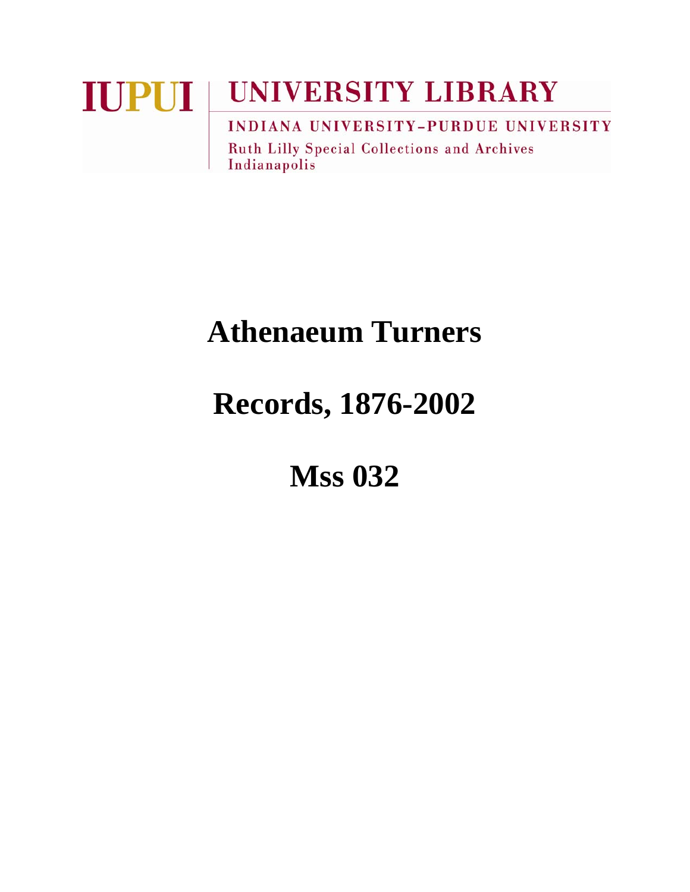IUPUI | UNIVERSITY LIBRARY

INDIANA UNIVERSITY–PURDUE UNIVERSITY

Ruth Lilly Special Collections and Archives
Indianapolis

# Athenaeum Turners

# Records, 1876-2002

# Mss 032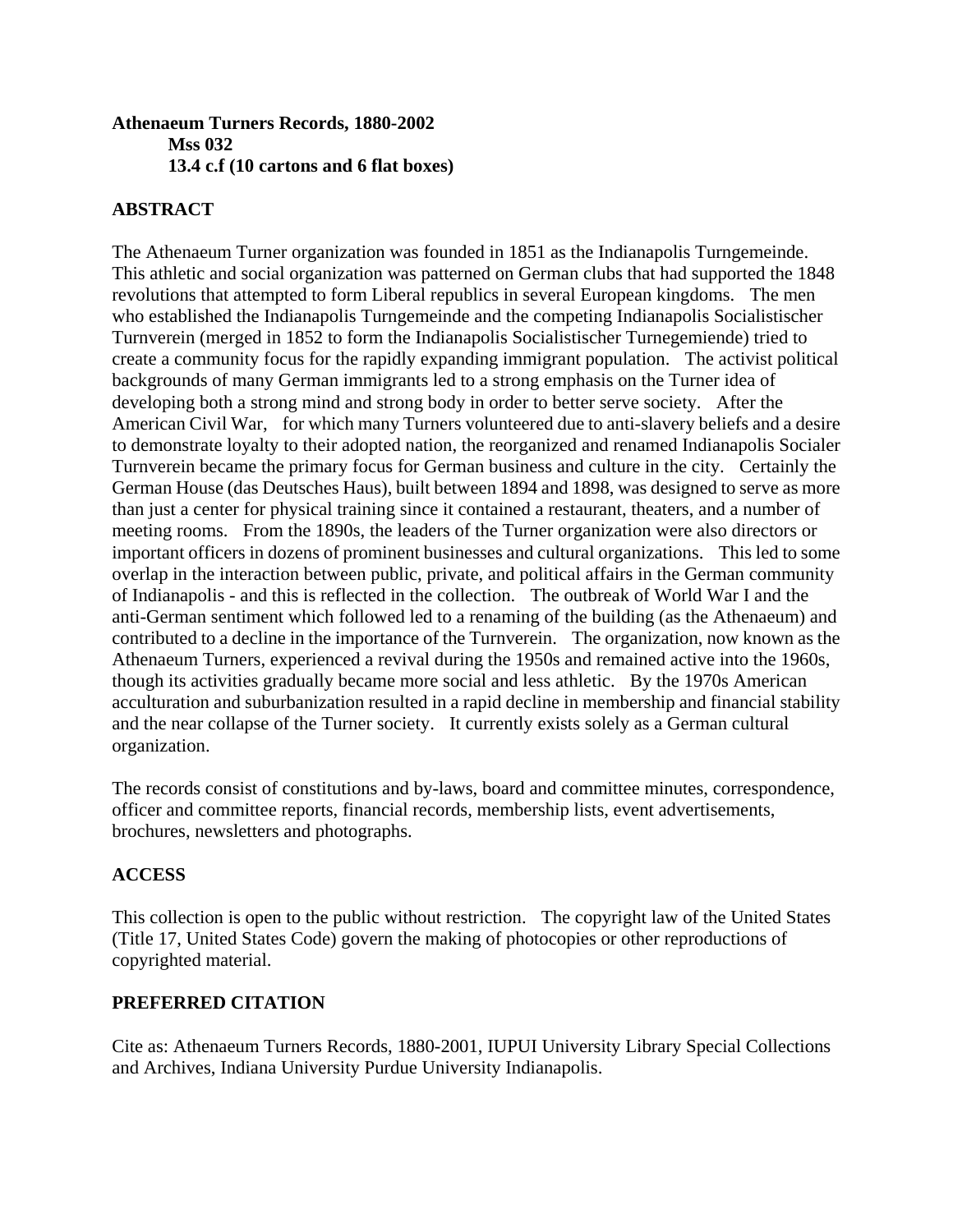**Athenaeum Turners Records, 1880-2002**
**Mss 032**
**13.4 c.f (10 cartons and 6 flat boxes)**

## ABSTRACT

The Athenaeum Turner organization was founded in 1851 as the Indianapolis Turngemeinde. This athletic and social organization was patterned on German clubs that had supported the 1848 revolutions that attempted to form Liberal republics in several European kingdoms. The men who established the Indianapolis Turngemeinde and the competing Indianapolis Socialistischer Turnverein (merged in 1852 to form the Indianapolis Socialistischer Turnegemiende) tried to create a community focus for the rapidly expanding immigrant population. The activist political backgrounds of many German immigrants led to a strong emphasis on the Turner idea of developing both a strong mind and strong body in order to better serve society. After the American Civil War, for which many Turners volunteered due to anti-slavery beliefs and a desire to demonstrate loyalty to their adopted nation, the reorganized and renamed Indianapolis Socialer Turnverein became the primary focus for German business and culture in the city. Certainly the German House (das Deutsches Haus), built between 1894 and 1898, was designed to serve as more than just a center for physical training since it contained a restaurant, theaters, and a number of meeting rooms. From the 1890s, the leaders of the Turner organization were also directors or important officers in dozens of prominent businesses and cultural organizations. This led to some overlap in the interaction between public, private, and political affairs in the German community of Indianapolis - and this is reflected in the collection. The outbreak of World War I and the anti-German sentiment which followed led to a renaming of the building (as the Athenaeum) and contributed to a decline in the importance of the Turnverein. The organization, now known as the Athenaeum Turners, experienced a revival during the 1950s and remained active into the 1960s, though its activities gradually became more social and less athletic. By the 1970s American acculturation and suburbanization resulted in a rapid decline in membership and financial stability and the near collapse of the Turner society. It currently exists solely as a German cultural organization.

The records consist of constitutions and by-laws, board and committee minutes, correspondence, officer and committee reports, financial records, membership lists, event advertisements, brochures, newsletters and photographs.

## ACCESS

This collection is open to the public without restriction. The copyright law of the United States (Title 17, United States Code) govern the making of photocopies or other reproductions of copyrighted material.

## PREFERRED CITATION

Cite as: Athenaeum Turners Records, 1880-2001, IUPUI University Library Special Collections and Archives, Indiana University Purdue University Indianapolis.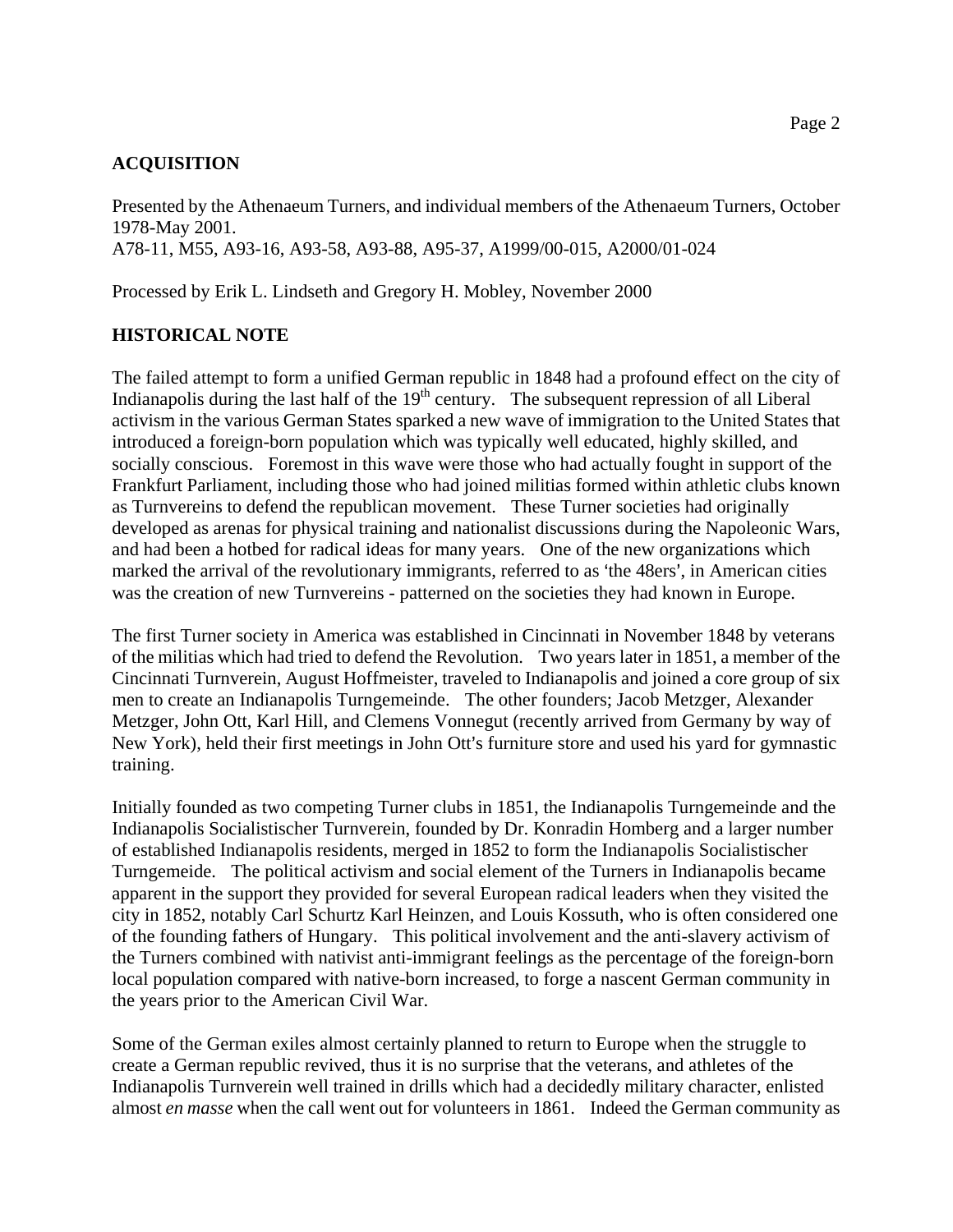## ACQUISITION

Presented by the Athenaeum Turners, and individual members of the Athenaeum Turners, October 1978-May 2001.
A78-11, M55, A93-16, A93-58, A93-88, A95-37, A1999/00-015, A2000/01-024

Processed by Erik L. Lindseth and Gregory H. Mobley, November 2000

## HISTORICAL NOTE

The failed attempt to form a unified German republic in 1848 had a profound effect on the city of Indianapolis during the last half of the 19th century. The subsequent repression of all Liberal activism in the various German States sparked a new wave of immigration to the United States that introduced a foreign-born population which was typically well educated, highly skilled, and socially conscious. Foremost in this wave were those who had actually fought in support of the Frankfurt Parliament, including those who had joined militias formed within athletic clubs known as Turnvereins to defend the republican movement. These Turner societies had originally developed as arenas for physical training and nationalist discussions during the Napoleonic Wars, and had been a hotbed for radical ideas for many years. One of the new organizations which marked the arrival of the revolutionary immigrants, referred to as 'the 48ers', in American cities was the creation of new Turnvereins - patterned on the societies they had known in Europe.

The first Turner society in America was established in Cincinnati in November 1848 by veterans of the militias which had tried to defend the Revolution. Two years later in 1851, a member of the Cincinnati Turnverein, August Hoffmeister, traveled to Indianapolis and joined a core group of six men to create an Indianapolis Turngemeinde. The other founders; Jacob Metzger, Alexander Metzger, John Ott, Karl Hill, and Clemens Vonnegut (recently arrived from Germany by way of New York), held their first meetings in John Ott's furniture store and used his yard for gymnastic training.

Initially founded as two competing Turner clubs in 1851, the Indianapolis Turngemeinde and the Indianapolis Socialistischer Turnverein, founded by Dr. Konradin Homberg and a larger number of established Indianapolis residents, merged in 1852 to form the Indianapolis Socialistischer Turngemeide. The political activism and social element of the Turners in Indianapolis became apparent in the support they provided for several European radical leaders when they visited the city in 1852, notably Carl Schurtz Karl Heinzen, and Louis Kossuth, who is often considered one of the founding fathers of Hungary. This political involvement and the anti-slavery activism of the Turners combined with nativist anti-immigrant feelings as the percentage of the foreign-born local population compared with native-born increased, to forge a nascent German community in the years prior to the American Civil War.

Some of the German exiles almost certainly planned to return to Europe when the struggle to create a German republic revived, thus it is no surprise that the veterans, and athletes of the Indianapolis Turnverein well trained in drills which had a decidedly military character, enlisted almost *en masse* when the call went out for volunteers in 1861. Indeed the German community as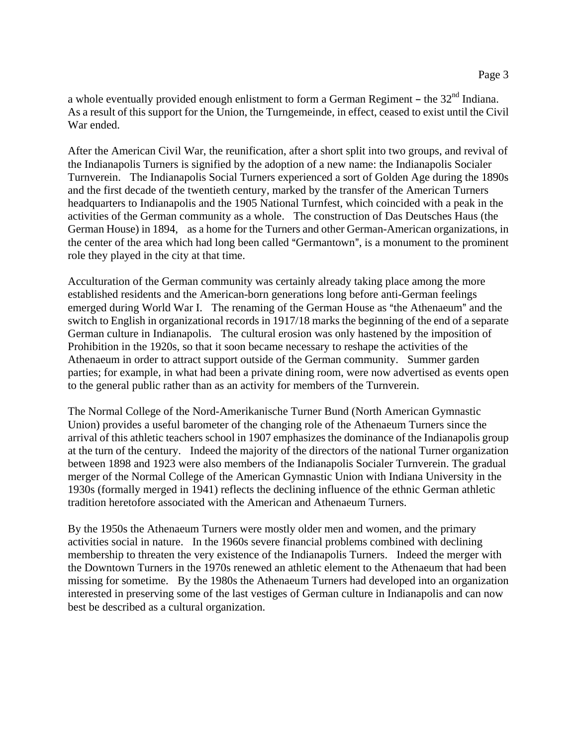a whole eventually provided enough enlistment to form a German Regiment – the 32nd Indiana. As a result of this support for the Union, the Turngemeinde, in effect, ceased to exist until the Civil War ended.

After the American Civil War, the reunification, after a short split into two groups, and revival of the Indianapolis Turners is signified by the adoption of a new name: the Indianapolis Socialer Turnverein. The Indianapolis Social Turners experienced a sort of Golden Age during the 1890s and the first decade of the twentieth century, marked by the transfer of the American Turners headquarters to Indianapolis and the 1905 National Turnfest, which coincided with a peak in the activities of the German community as a whole. The construction of Das Deutsches Haus (the German House) in 1894, as a home for the Turners and other German-American organizations, in the center of the area which had long been called "Germantown", is a monument to the prominent role they played in the city at that time.

Acculturation of the German community was certainly already taking place among the more established residents and the American-born generations long before anti-German feelings emerged during World War I. The renaming of the German House as "the Athenaeum" and the switch to English in organizational records in 1917/18 marks the beginning of the end of a separate German culture in Indianapolis. The cultural erosion was only hastened by the imposition of Prohibition in the 1920s, so that it soon became necessary to reshape the activities of the Athenaeum in order to attract support outside of the German community. Summer garden parties; for example, in what had been a private dining room, were now advertised as events open to the general public rather than as an activity for members of the Turnverein.

The Normal College of the Nord-Amerikanische Turner Bund (North American Gymnastic Union) provides a useful barometer of the changing role of the Athenaeum Turners since the arrival of this athletic teachers school in 1907 emphasizes the dominance of the Indianapolis group at the turn of the century. Indeed the majority of the directors of the national Turner organization between 1898 and 1923 were also members of the Indianapolis Socialer Turnverein. The gradual merger of the Normal College of the American Gymnastic Union with Indiana University in the 1930s (formally merged in 1941) reflects the declining influence of the ethnic German athletic tradition heretofore associated with the American and Athenaeum Turners.

By the 1950s the Athenaeum Turners were mostly older men and women, and the primary activities social in nature. In the 1960s severe financial problems combined with declining membership to threaten the very existence of the Indianapolis Turners. Indeed the merger with the Downtown Turners in the 1970s renewed an athletic element to the Athenaeum that had been missing for sometime. By the 1980s the Athenaeum Turners had developed into an organization interested in preserving some of the last vestiges of German culture in Indianapolis and can now best be described as a cultural organization.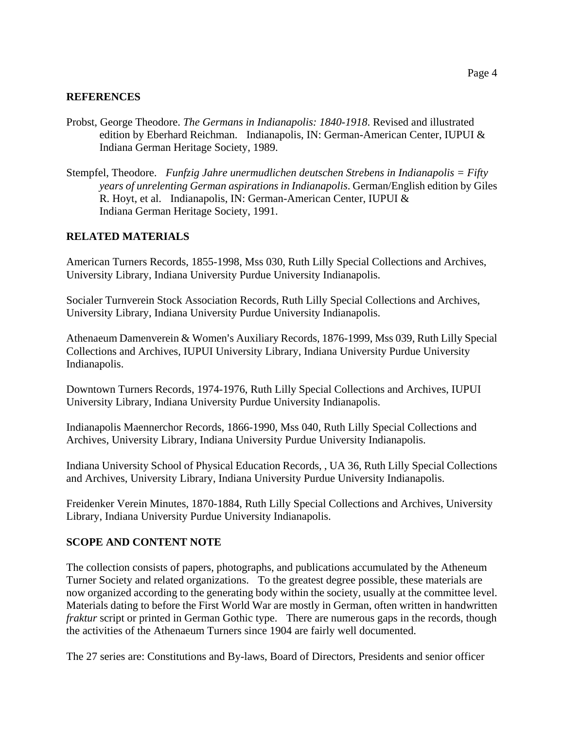## REFERENCES

Probst, George Theodore. *The Germans in Indianapolis: 1840-1918*. Revised and illustrated edition by Eberhard Reichman. Indianapolis, IN: German-American Center, IUPUI & Indiana German Heritage Society, 1989.

Stempfel, Theodore. *Funfzig Jahre unermudlichen deutschen Strebens in Indianapolis = Fifty years of unrelenting German aspirations in Indianapolis*. German/English edition by Giles R. Hoyt, et al. Indianapolis, IN: German-American Center, IUPUI & Indiana German Heritage Society, 1991.

## RELATED MATERIALS

American Turners Records, 1855-1998, Mss 030, Ruth Lilly Special Collections and Archives, University Library, Indiana University Purdue University Indianapolis.

Socialer Turnverein Stock Association Records, Ruth Lilly Special Collections and Archives, University Library, Indiana University Purdue University Indianapolis.

Athenaeum Damenverein & Women's Auxiliary Records, 1876-1999, Mss 039, Ruth Lilly Special Collections and Archives, IUPUI University Library, Indiana University Purdue University Indianapolis.

Downtown Turners Records, 1974-1976, Ruth Lilly Special Collections and Archives, IUPUI University Library, Indiana University Purdue University Indianapolis.

Indianapolis Maennerchor Records, 1866-1990, Mss 040, Ruth Lilly Special Collections and Archives, University Library, Indiana University Purdue University Indianapolis.

Indiana University School of Physical Education Records, , UA 36, Ruth Lilly Special Collections and Archives, University Library, Indiana University Purdue University Indianapolis.

Freidenker Verein Minutes, 1870-1884, Ruth Lilly Special Collections and Archives, University Library, Indiana University Purdue University Indianapolis.

## SCOPE AND CONTENT NOTE

The collection consists of papers, photographs, and publications accumulated by the Atheneum Turner Society and related organizations. To the greatest degree possible, these materials are now organized according to the generating body within the society, usually at the committee level. Materials dating to before the First World War are mostly in German, often written in handwritten *fraktur* script or printed in German Gothic type. There are numerous gaps in the records, though the activities of the Athenaeum Turners since 1904 are fairly well documented.

The 27 series are: Constitutions and By-laws, Board of Directors, Presidents and senior officer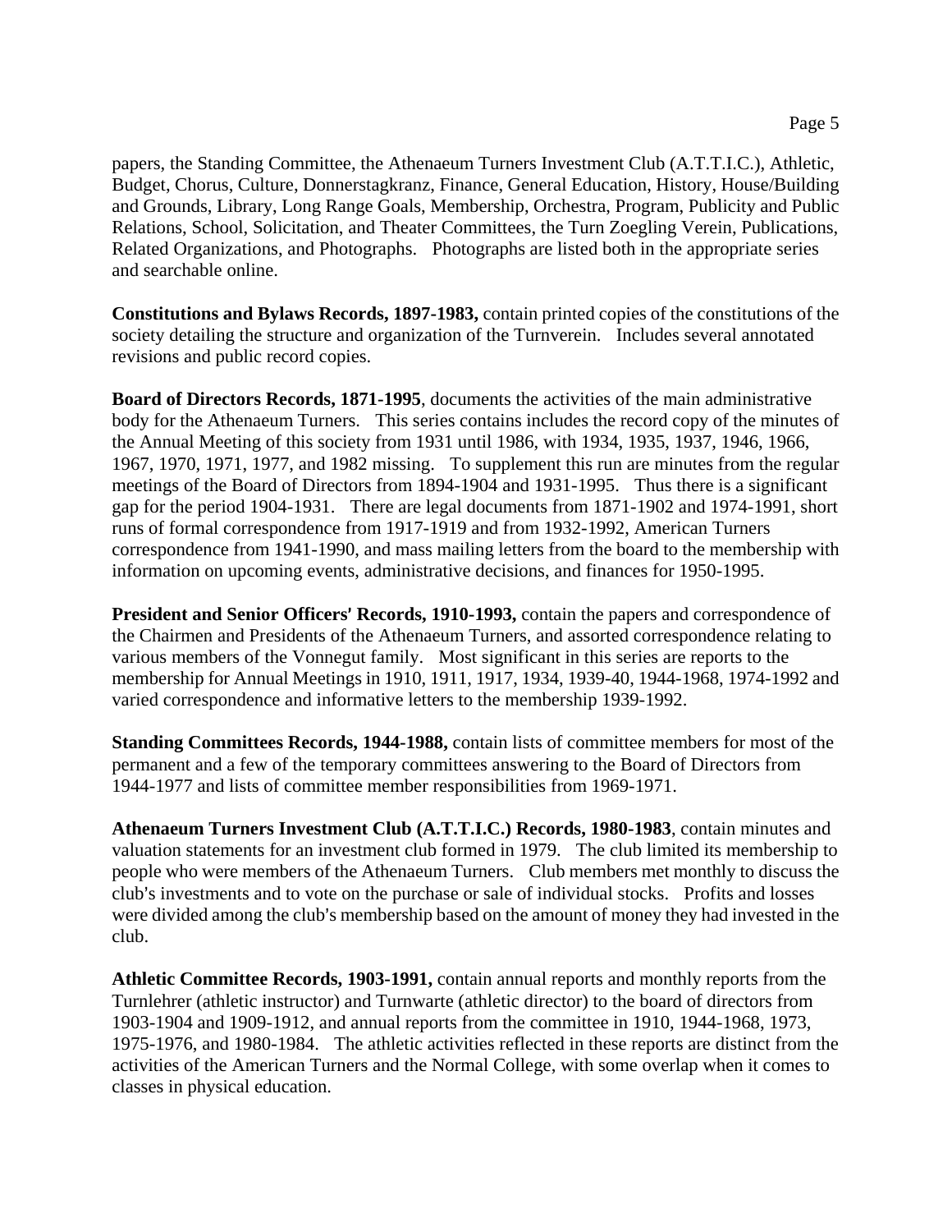papers, the Standing Committee, the Athenaeum Turners Investment Club (A.T.T.I.C.), Athletic, Budget, Chorus, Culture, Donnerstagkranz, Finance, General Education, History, House/Building and Grounds, Library, Long Range Goals, Membership, Orchestra, Program, Publicity and Public Relations, School, Solicitation, and Theater Committees, the Turn Zoegling Verein, Publications, Related Organizations, and Photographs. Photographs are listed both in the appropriate series and searchable online.

**Constitutions and Bylaws Records, 1897-1983,** contain printed copies of the constitutions of the society detailing the structure and organization of the Turnverein. Includes several annotated revisions and public record copies.

**Board of Directors Records, 1871-1995**, documents the activities of the main administrative body for the Athenaeum Turners. This series contains includes the record copy of the minutes of the Annual Meeting of this society from 1931 until 1986, with 1934, 1935, 1937, 1946, 1966, 1967, 1970, 1971, 1977, and 1982 missing. To supplement this run are minutes from the regular meetings of the Board of Directors from 1894-1904 and 1931-1995. Thus there is a significant gap for the period 1904-1931. There are legal documents from 1871-1902 and 1974-1991, short runs of formal correspondence from 1917-1919 and from 1932-1992, American Turners correspondence from 1941-1990, and mass mailing letters from the board to the membership with information on upcoming events, administrative decisions, and finances for 1950-1995.

**President and Senior Officers' Records, 1910-1993,** contain the papers and correspondence of the Chairmen and Presidents of the Athenaeum Turners, and assorted correspondence relating to various members of the Vonnegut family. Most significant in this series are reports to the membership for Annual Meetings in 1910, 1911, 1917, 1934, 1939-40, 1944-1968, 1974-1992 and varied correspondence and informative letters to the membership 1939-1992.

**Standing Committees Records, 1944-1988,** contain lists of committee members for most of the permanent and a few of the temporary committees answering to the Board of Directors from 1944-1977 and lists of committee member responsibilities from 1969-1971.

**Athenaeum Turners Investment Club (A.T.T.I.C.) Records, 1980-1983**, contain minutes and valuation statements for an investment club formed in 1979. The club limited its membership to people who were members of the Athenaeum Turners. Club members met monthly to discuss the club's investments and to vote on the purchase or sale of individual stocks. Profits and losses were divided among the club's membership based on the amount of money they had invested in the club.

**Athletic Committee Records, 1903-1991,** contain annual reports and monthly reports from the Turnlehrer (athletic instructor) and Turnwarte (athletic director) to the board of directors from 1903-1904 and 1909-1912, and annual reports from the committee in 1910, 1944-1968, 1973, 1975-1976, and 1980-1984. The athletic activities reflected in these reports are distinct from the activities of the American Turners and the Normal College, with some overlap when it comes to classes in physical education.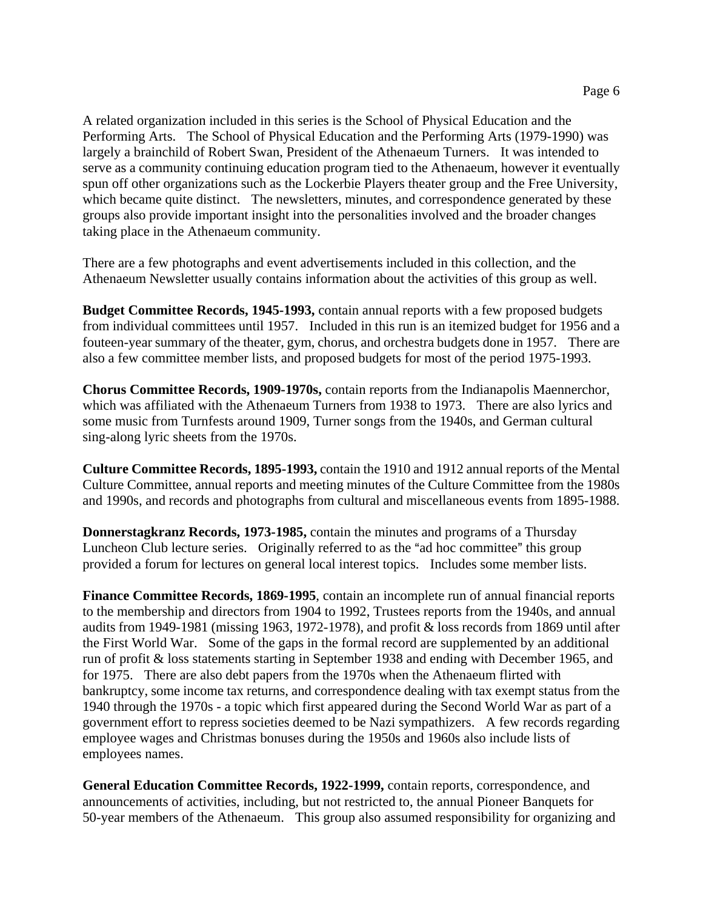A related organization included in this series is the School of Physical Education and the Performing Arts. The School of Physical Education and the Performing Arts (1979-1990) was largely a brainchild of Robert Swan, President of the Athenaeum Turners. It was intended to serve as a community continuing education program tied to the Athenaeum, however it eventually spun off other organizations such as the Lockerbie Players theater group and the Free University, which became quite distinct. The newsletters, minutes, and correspondence generated by these groups also provide important insight into the personalities involved and the broader changes taking place in the Athenaeum community.

There are a few photographs and event advertisements included in this collection, and the Athenaeum Newsletter usually contains information about the activities of this group as well.

**Budget Committee Records, 1945-1993,** contain annual reports with a few proposed budgets from individual committees until 1957. Included in this run is an itemized budget for 1956 and a fouteen-year summary of the theater, gym, chorus, and orchestra budgets done in 1957. There are also a few committee member lists, and proposed budgets for most of the period 1975-1993.

**Chorus Committee Records, 1909-1970s,** contain reports from the Indianapolis Maennerchor, which was affiliated with the Athenaeum Turners from 1938 to 1973. There are also lyrics and some music from Turnfests around 1909, Turner songs from the 1940s, and German cultural sing-along lyric sheets from the 1970s.

**Culture Committee Records, 1895-1993,** contain the 1910 and 1912 annual reports of the Mental Culture Committee, annual reports and meeting minutes of the Culture Committee from the 1980s and 1990s, and records and photographs from cultural and miscellaneous events from 1895-1988.

**Donnerstagkranz Records, 1973-1985,** contain the minutes and programs of a Thursday Luncheon Club lecture series. Originally referred to as the "ad hoc committee" this group provided a forum for lectures on general local interest topics. Includes some member lists.

**Finance Committee Records, 1869-1995**, contain an incomplete run of annual financial reports to the membership and directors from 1904 to 1992, Trustees reports from the 1940s, and annual audits from 1949-1981 (missing 1963, 1972-1978), and profit & loss records from 1869 until after the First World War. Some of the gaps in the formal record are supplemented by an additional run of profit & loss statements starting in September 1938 and ending with December 1965, and for 1975. There are also debt papers from the 1970s when the Athenaeum flirted with bankruptcy, some income tax returns, and correspondence dealing with tax exempt status from the 1940 through the 1970s - a topic which first appeared during the Second World War as part of a government effort to repress societies deemed to be Nazi sympathizers. A few records regarding employee wages and Christmas bonuses during the 1950s and 1960s also include lists of employees names.

**General Education Committee Records, 1922-1999,** contain reports, correspondence, and announcements of activities, including, but not restricted to, the annual Pioneer Banquets for 50-year members of the Athenaeum. This group also assumed responsibility for organizing and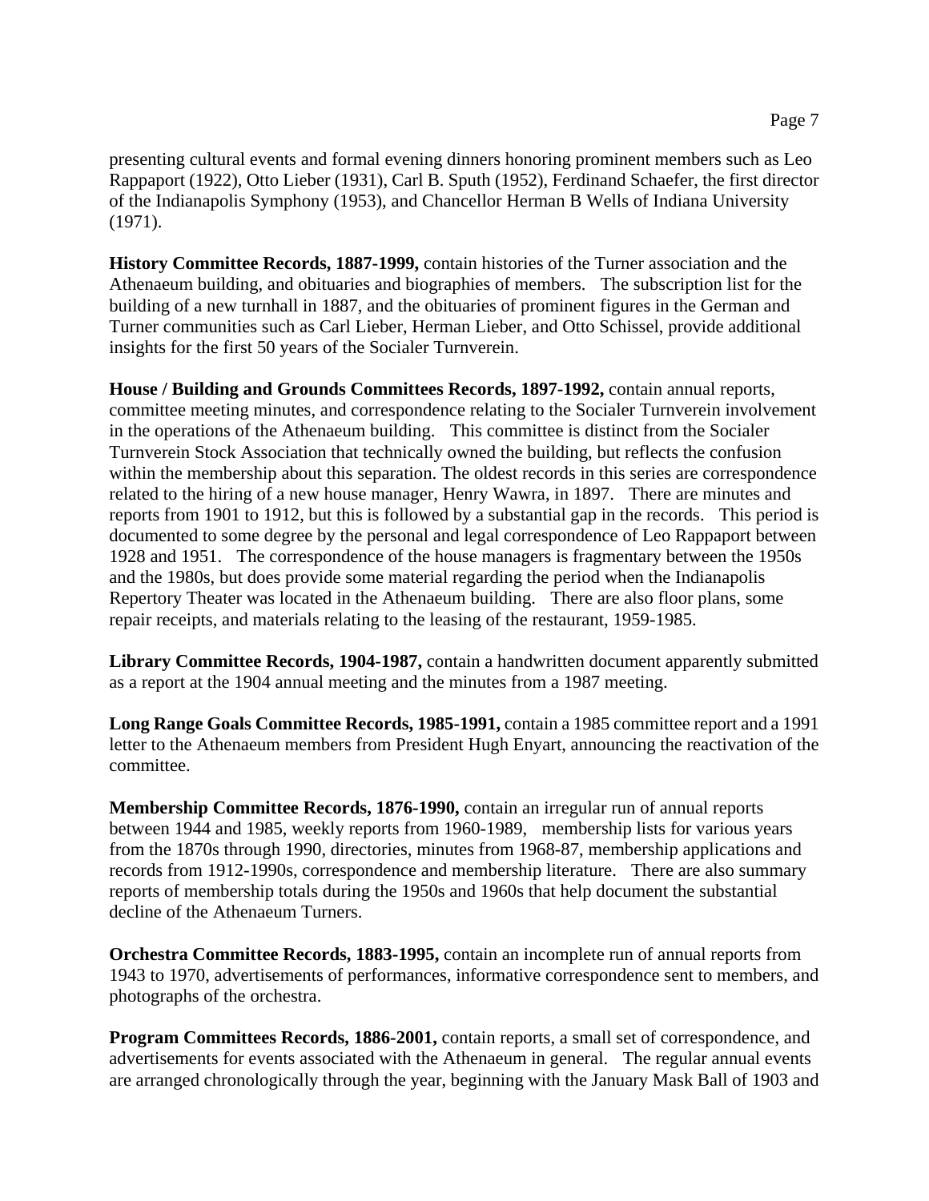presenting cultural events and formal evening dinners honoring prominent members such as Leo Rappaport (1922), Otto Lieber (1931), Carl B. Sputh (1952), Ferdinand Schaefer, the first director of the Indianapolis Symphony (1953), and Chancellor Herman B Wells of Indiana University (1971).

**History Committee Records, 1887-1999,** contain histories of the Turner association and the Athenaeum building, and obituaries and biographies of members. The subscription list for the building of a new turnhall in 1887, and the obituaries of prominent figures in the German and Turner communities such as Carl Lieber, Herman Lieber, and Otto Schissel, provide additional insights for the first 50 years of the Socialer Turnverein.

**House / Building and Grounds Committees Records, 1897-1992,** contain annual reports, committee meeting minutes, and correspondence relating to the Socialer Turnverein involvement in the operations of the Athenaeum building. This committee is distinct from the Socialer Turnverein Stock Association that technically owned the building, but reflects the confusion within the membership about this separation. The oldest records in this series are correspondence related to the hiring of a new house manager, Henry Wawra, in 1897. There are minutes and reports from 1901 to 1912, but this is followed by a substantial gap in the records. This period is documented to some degree by the personal and legal correspondence of Leo Rappaport between 1928 and 1951. The correspondence of the house managers is fragmentary between the 1950s and the 1980s, but does provide some material regarding the period when the Indianapolis Repertory Theater was located in the Athenaeum building. There are also floor plans, some repair receipts, and materials relating to the leasing of the restaurant, 1959-1985.

**Library Committee Records, 1904-1987,** contain a handwritten document apparently submitted as a report at the 1904 annual meeting and the minutes from a 1987 meeting.

**Long Range Goals Committee Records, 1985-1991,** contain a 1985 committee report and a 1991 letter to the Athenaeum members from President Hugh Enyart, announcing the reactivation of the committee.

**Membership Committee Records, 1876-1990,** contain an irregular run of annual reports between 1944 and 1985, weekly reports from 1960-1989, membership lists for various years from the 1870s through 1990, directories, minutes from 1968-87, membership applications and records from 1912-1990s, correspondence and membership literature. There are also summary reports of membership totals during the 1950s and 1960s that help document the substantial decline of the Athenaeum Turners.

**Orchestra Committee Records, 1883-1995,** contain an incomplete run of annual reports from 1943 to 1970, advertisements of performances, informative correspondence sent to members, and photographs of the orchestra.

**Program Committees Records, 1886-2001,** contain reports, a small set of correspondence, and advertisements for events associated with the Athenaeum in general. The regular annual events are arranged chronologically through the year, beginning with the January Mask Ball of 1903 and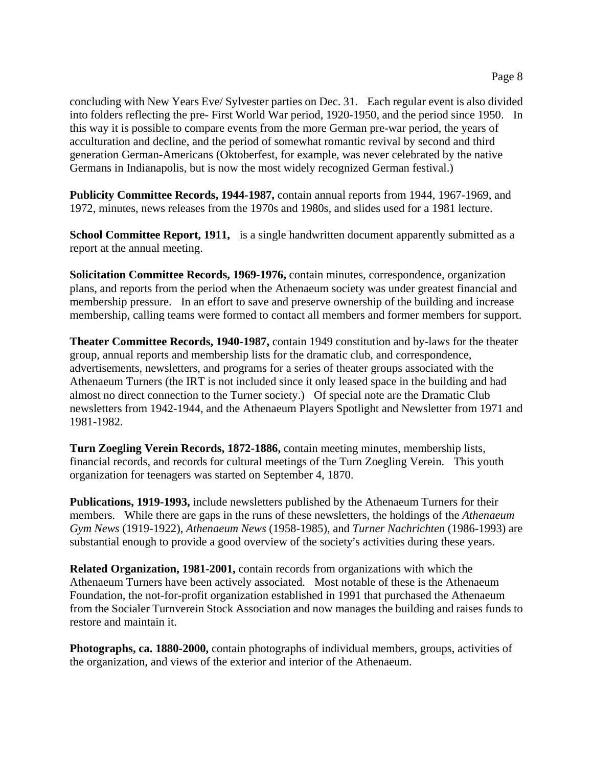concluding with New Years Eve/ Sylvester parties on Dec. 31. Each regular event is also divided into folders reflecting the pre- First World War period, 1920-1950, and the period since 1950. In this way it is possible to compare events from the more German pre-war period, the years of acculturation and decline, and the period of somewhat romantic revival by second and third generation German-Americans (Oktoberfest, for example, was never celebrated by the native Germans in Indianapolis, but is now the most widely recognized German festival.)

**Publicity Committee Records, 1944-1987,** contain annual reports from 1944, 1967-1969, and 1972, minutes, news releases from the 1970s and 1980s, and slides used for a 1981 lecture.

**School Committee Report, 1911,** is a single handwritten document apparently submitted as a report at the annual meeting.

**Solicitation Committee Records, 1969-1976,** contain minutes, correspondence, organization plans, and reports from the period when the Athenaeum society was under greatest financial and membership pressure. In an effort to save and preserve ownership of the building and increase membership, calling teams were formed to contact all members and former members for support.

**Theater Committee Records, 1940-1987,** contain 1949 constitution and by-laws for the theater group, annual reports and membership lists for the dramatic club, and correspondence, advertisements, newsletters, and programs for a series of theater groups associated with the Athenaeum Turners (the IRT is not included since it only leased space in the building and had almost no direct connection to the Turner society.) Of special note are the Dramatic Club newsletters from 1942-1944, and the Athenaeum Players Spotlight and Newsletter from 1971 and 1981-1982.

**Turn Zoegling Verein Records, 1872-1886,** contain meeting minutes, membership lists, financial records, and records for cultural meetings of the Turn Zoegling Verein. This youth organization for teenagers was started on September 4, 1870.

**Publications, 1919-1993,** include newsletters published by the Athenaeum Turners for their members. While there are gaps in the runs of these newsletters, the holdings of the *Athenaeum Gym News* (1919-1922), *Athenaeum News* (1958-1985), and *Turner Nachrichten* (1986-1993) are substantial enough to provide a good overview of the society's activities during these years.

**Related Organization, 1981-2001,** contain records from organizations with which the Athenaeum Turners have been actively associated. Most notable of these is the Athenaeum Foundation, the not-for-profit organization established in 1991 that purchased the Athenaeum from the Socialer Turnverein Stock Association and now manages the building and raises funds to restore and maintain it.

**Photographs, ca. 1880-2000,** contain photographs of individual members, groups, activities of the organization, and views of the exterior and interior of the Athenaeum.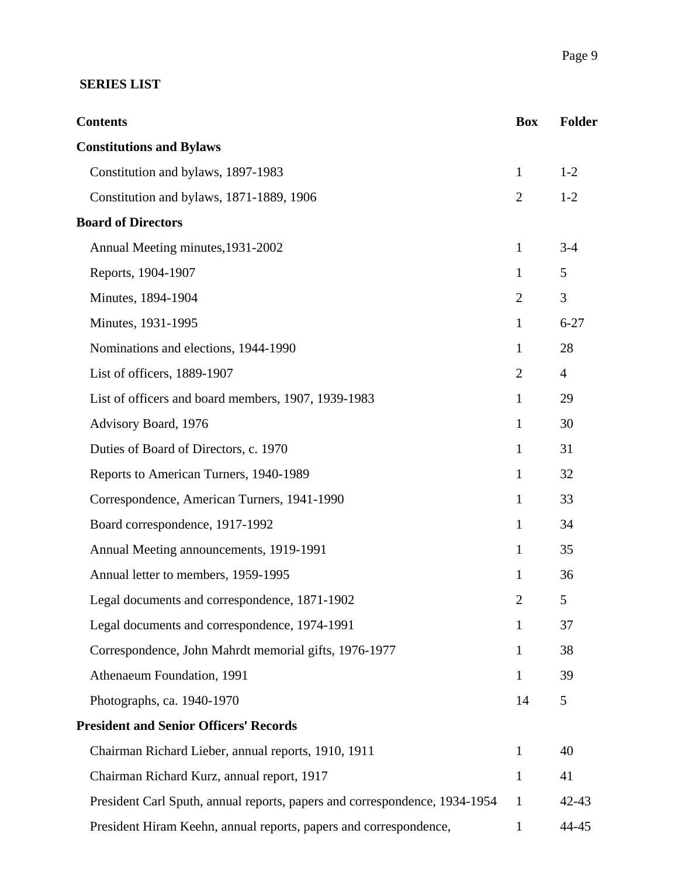**SERIES LIST**

| Contents | Box | Folder |
|---|---|---|
| **Constitutions and Bylaws** | | |
| Constitution and bylaws, 1897-1983 | 1 | 1-2 |
| Constitution and bylaws, 1871-1889, 1906 | 2 | 1-2 |
| **Board of Directors** | | |
| Annual Meeting minutes,1931-2002 | 1 | 3-4 |
| Reports, 1904-1907 | 1 | 5 |
| Minutes, 1894-1904 | 2 | 3 |
| Minutes, 1931-1995 | 1 | 6-27 |
| Nominations and elections, 1944-1990 | 1 | 28 |
| List of officers, 1889-1907 | 2 | 4 |
| List of officers and board members, 1907, 1939-1983 | 1 | 29 |
| Advisory Board, 1976 | 1 | 30 |
| Duties of Board of Directors, c. 1970 | 1 | 31 |
| Reports to American Turners, 1940-1989 | 1 | 32 |
| Correspondence, American Turners, 1941-1990 | 1 | 33 |
| Board correspondence, 1917-1992 | 1 | 34 |
| Annual Meeting announcements, 1919-1991 | 1 | 35 |
| Annual letter to members, 1959-1995 | 1 | 36 |
| Legal documents and correspondence, 1871-1902 | 2 | 5 |
| Legal documents and correspondence, 1974-1991 | 1 | 37 |
| Correspondence, John Mahrdt memorial gifts, 1976-1977 | 1 | 38 |
| Athenaeum Foundation, 1991 | 1 | 39 |
| Photographs, ca. 1940-1970 | 14 | 5 |
| **President and Senior Officers' Records** | | |
| Chairman Richard Lieber, annual reports, 1910, 1911 | 1 | 40 |
| Chairman Richard Kurz, annual report, 1917 | 1 | 41 |
| President Carl Sputh, annual reports, papers and correspondence, 1934-1954 | 1 | 42-43 |
| President Hiram Keehn, annual reports, papers and correspondence, | 1 | 44-45 |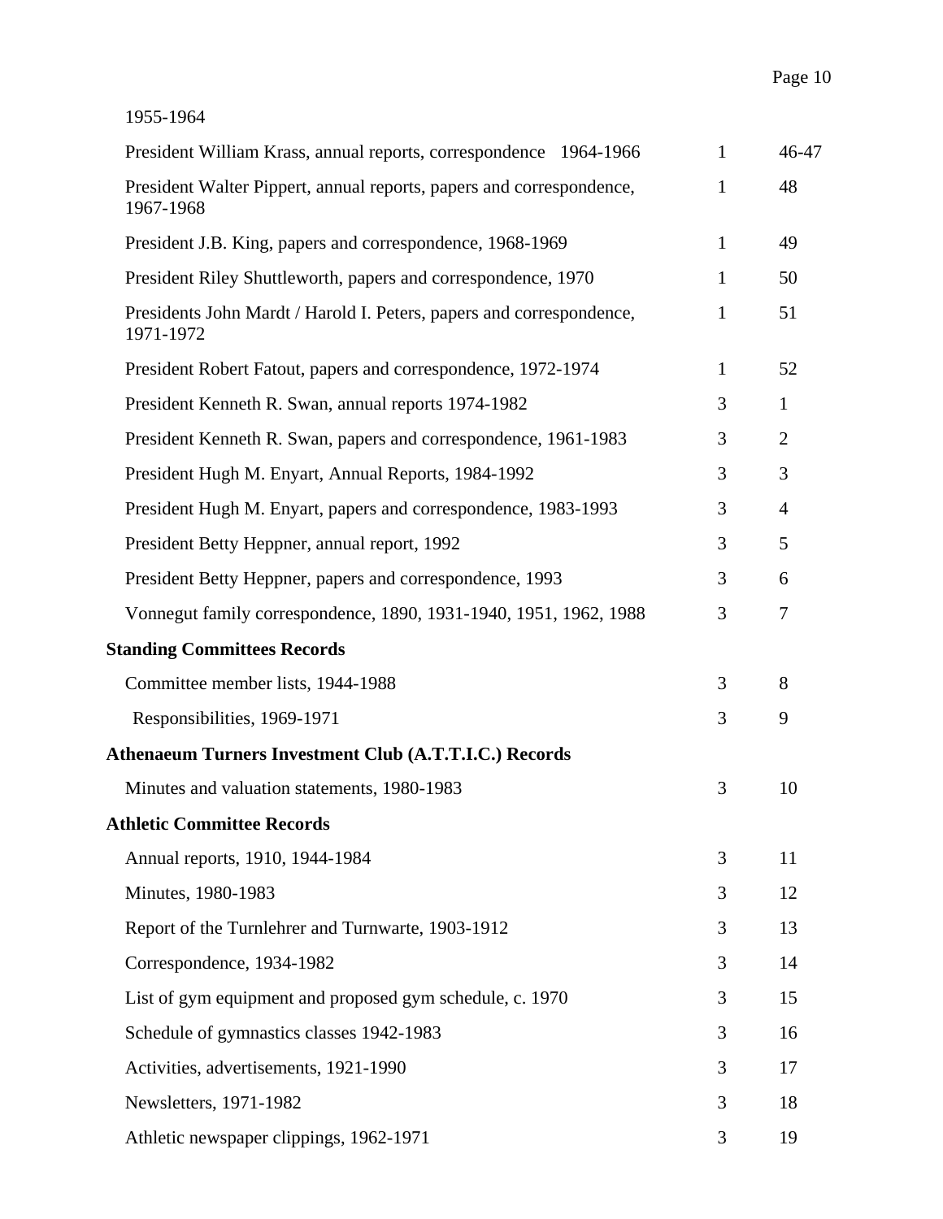1955-1964

| | | |
|---|---|---|
| President William Krass, annual reports, correspondence 1964-1966 | 1 | 46-47 |
| President Walter Pippert, annual reports, papers and correspondence, 1967-1968 | 1 | 48 |
| President J.B. King, papers and correspondence, 1968-1969 | 1 | 49 |
| President Riley Shuttleworth, papers and correspondence, 1970 | 1 | 50 |
| Presidents John Mardt / Harold I. Peters, papers and correspondence, 1971-1972 | 1 | 51 |
| President Robert Fatout, papers and correspondence, 1972-1974 | 1 | 52 |
| President Kenneth R. Swan, annual reports 1974-1982 | 3 | 1 |
| President Kenneth R. Swan, papers and correspondence, 1961-1983 | 3 | 2 |
| President Hugh M. Enyart, Annual Reports, 1984-1992 | 3 | 3 |
| President Hugh M. Enyart, papers and correspondence, 1983-1993 | 3 | 4 |
| President Betty Heppner, annual report, 1992 | 3 | 5 |
| President Betty Heppner, papers and correspondence, 1993 | 3 | 6 |
| Vonnegut family correspondence, 1890, 1931-1940, 1951, 1962, 1988 | 3 | 7 |

**Standing Committees Records**

| | | |
|---|---|---|
| Committee member lists, 1944-1988 | 3 | 8 |
| Responsibilities, 1969-1971 | 3 | 9 |

**Athenaeum Turners Investment Club (A.T.T.I.C.) Records**

| | | |
|---|---|---|
| Minutes and valuation statements, 1980-1983 | 3 | 10 |

**Athletic Committee Records**

| | | |
|---|---|---|
| Annual reports, 1910, 1944-1984 | 3 | 11 |
| Minutes, 1980-1983 | 3 | 12 |
| Report of the Turnlehrer and Turnwarte, 1903-1912 | 3 | 13 |
| Correspondence, 1934-1982 | 3 | 14 |
| List of gym equipment and proposed gym schedule, c. 1970 | 3 | 15 |
| Schedule of gymnastics classes 1942-1983 | 3 | 16 |
| Activities, advertisements, 1921-1990 | 3 | 17 |
| Newsletters, 1971-1982 | 3 | 18 |
| Athletic newspaper clippings, 1962-1971 | 3 | 19 |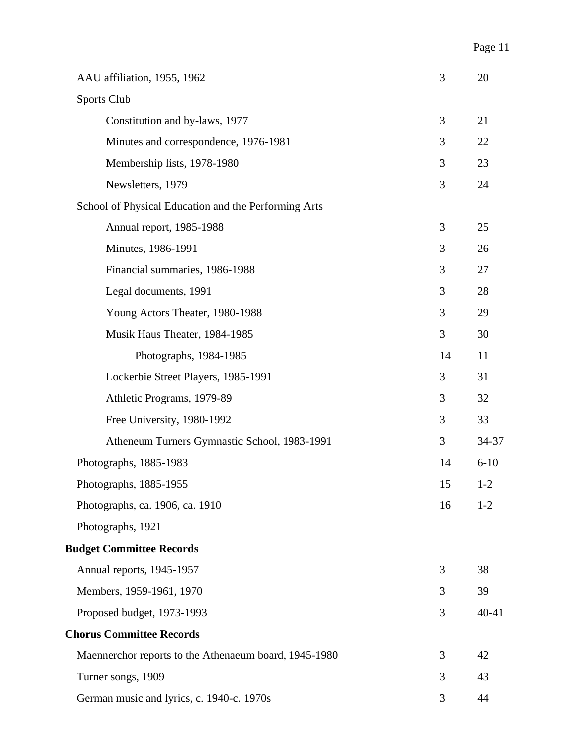| | Box | Folder |
|---|---|---|
| AAU affiliation, 1955, 1962 | 3 | 20 |
| Sports Club | | |
| &nbsp;&nbsp;&nbsp;&nbsp;Constitution and by-laws, 1977 | 3 | 21 |
| &nbsp;&nbsp;&nbsp;&nbsp;Minutes and correspondence, 1976-1981 | 3 | 22 |
| &nbsp;&nbsp;&nbsp;&nbsp;Membership lists, 1978-1980 | 3 | 23 |
| &nbsp;&nbsp;&nbsp;&nbsp;Newsletters, 1979 | 3 | 24 |
| School of Physical Education and the Performing Arts | | |
| &nbsp;&nbsp;&nbsp;&nbsp;Annual report, 1985-1988 | 3 | 25 |
| &nbsp;&nbsp;&nbsp;&nbsp;Minutes, 1986-1991 | 3 | 26 |
| &nbsp;&nbsp;&nbsp;&nbsp;Financial summaries, 1986-1988 | 3 | 27 |
| &nbsp;&nbsp;&nbsp;&nbsp;Legal documents, 1991 | 3 | 28 |
| &nbsp;&nbsp;&nbsp;&nbsp;Young Actors Theater, 1980-1988 | 3 | 29 |
| &nbsp;&nbsp;&nbsp;&nbsp;Musik Haus Theater, 1984-1985 | 3 | 30 |
| &nbsp;&nbsp;&nbsp;&nbsp;&nbsp;&nbsp;&nbsp;&nbsp;Photographs, 1984-1985 | 14 | 11 |
| &nbsp;&nbsp;&nbsp;&nbsp;Lockerbie Street Players, 1985-1991 | 3 | 31 |
| &nbsp;&nbsp;&nbsp;&nbsp;Athletic Programs, 1979-89 | 3 | 32 |
| &nbsp;&nbsp;&nbsp;&nbsp;Free University, 1980-1992 | 3 | 33 |
| &nbsp;&nbsp;&nbsp;&nbsp;Atheneum Turners Gymnastic School, 1983-1991 | 3 | 34-37 |
| Photographs, 1885-1983 | 14 | 6-10 |
| Photographs, 1885-1955 | 15 | 1-2 |
| Photographs, ca. 1906, ca. 1910 | 16 | 1-2 |
| Photographs, 1921 | | |
| **Budget Committee Records** | | |
| Annual reports, 1945-1957 | 3 | 38 |
| Members, 1959-1961, 1970 | 3 | 39 |
| Proposed budget, 1973-1993 | 3 | 40-41 |
| **Chorus Committee Records** | | |
| Maennerchor reports to the Athenaeum board, 1945-1980 | 3 | 42 |
| Turner songs, 1909 | 3 | 43 |
| German music and lyrics, c. 1940-c. 1970s | 3 | 44 |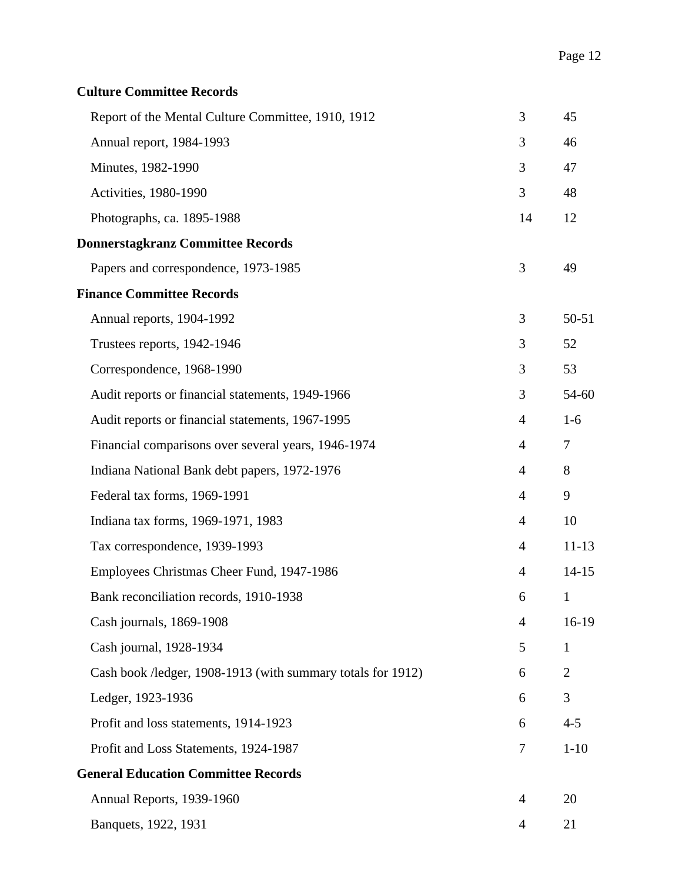**Culture Committee Records**

| | | |
|---|---|---|
| Report of the Mental Culture Committee, 1910, 1912 | 3 | 45 |
| Annual report, 1984-1993 | 3 | 46 |
| Minutes, 1982-1990 | 3 | 47 |
| Activities, 1980-1990 | 3 | 48 |
| Photographs, ca. 1895-1988 | 14 | 12 |

**Donnerstagkranz Committee Records**

| | | |
|---|---|---|
| Papers and correspondence, 1973-1985 | 3 | 49 |

**Finance Committee Records**

| | | |
|---|---|---|
| Annual reports, 1904-1992 | 3 | 50-51 |
| Trustees reports, 1942-1946 | 3 | 52 |
| Correspondence, 1968-1990 | 3 | 53 |
| Audit reports or financial statements, 1949-1966 | 3 | 54-60 |
| Audit reports or financial statements, 1967-1995 | 4 | 1-6 |
| Financial comparisons over several years, 1946-1974 | 4 | 7 |
| Indiana National Bank debt papers, 1972-1976 | 4 | 8 |
| Federal tax forms, 1969-1991 | 4 | 9 |
| Indiana tax forms, 1969-1971, 1983 | 4 | 10 |
| Tax correspondence, 1939-1993 | 4 | 11-13 |
| Employees Christmas Cheer Fund, 1947-1986 | 4 | 14-15 |
| Bank reconciliation records, 1910-1938 | 6 | 1 |
| Cash journals, 1869-1908 | 4 | 16-19 |
| Cash journal, 1928-1934 | 5 | 1 |
| Cash book /ledger, 1908-1913 (with summary totals for 1912) | 6 | 2 |
| Ledger, 1923-1936 | 6 | 3 |
| Profit and loss statements, 1914-1923 | 6 | 4-5 |
| Profit and Loss Statements, 1924-1987 | 7 | 1-10 |

**General Education Committee Records**

| | | |
|---|---|---|
| Annual Reports, 1939-1960 | 4 | 20 |
| Banquets, 1922, 1931 | 4 | 21 |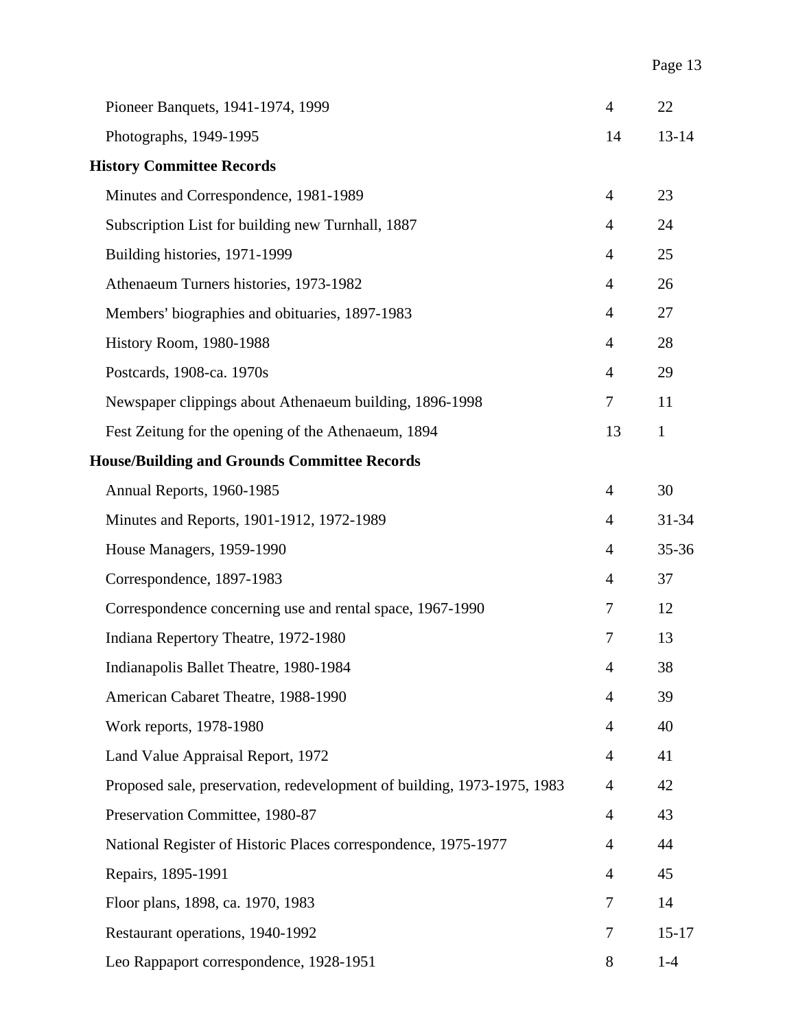| | | |
|---|---|---|
| Pioneer Banquets, 1941-1974, 1999 | 4 | 22 |
| Photographs, 1949-1995 | 14 | 13-14 |
| **History Committee Records** | | |
| Minutes and Correspondence, 1981-1989 | 4 | 23 |
| Subscription List for building new Turnhall, 1887 | 4 | 24 |
| Building histories, 1971-1999 | 4 | 25 |
| Athenaeum Turners histories, 1973-1982 | 4 | 26 |
| Members' biographies and obituaries, 1897-1983 | 4 | 27 |
| History Room, 1980-1988 | 4 | 28 |
| Postcards, 1908-ca. 1970s | 4 | 29 |
| Newspaper clippings about Athenaeum building, 1896-1998 | 7 | 11 |
| Fest Zeitung for the opening of the Athenaeum, 1894 | 13 | 1 |
| **House/Building and Grounds Committee Records** | | |
| Annual Reports, 1960-1985 | 4 | 30 |
| Minutes and Reports, 1901-1912, 1972-1989 | 4 | 31-34 |
| House Managers, 1959-1990 | 4 | 35-36 |
| Correspondence, 1897-1983 | 4 | 37 |
| Correspondence concerning use and rental space, 1967-1990 | 7 | 12 |
| Indiana Repertory Theatre, 1972-1980 | 7 | 13 |
| Indianapolis Ballet Theatre, 1980-1984 | 4 | 38 |
| American Cabaret Theatre, 1988-1990 | 4 | 39 |
| Work reports, 1978-1980 | 4 | 40 |
| Land Value Appraisal Report, 1972 | 4 | 41 |
| Proposed sale, preservation, redevelopment of building, 1973-1975, 1983 | 4 | 42 |
| Preservation Committee, 1980-87 | 4 | 43 |
| National Register of Historic Places correspondence, 1975-1977 | 4 | 44 |
| Repairs, 1895-1991 | 4 | 45 |
| Floor plans, 1898, ca. 1970, 1983 | 7 | 14 |
| Restaurant operations, 1940-1992 | 7 | 15-17 |
| Leo Rappaport correspondence, 1928-1951 | 8 | 1-4 |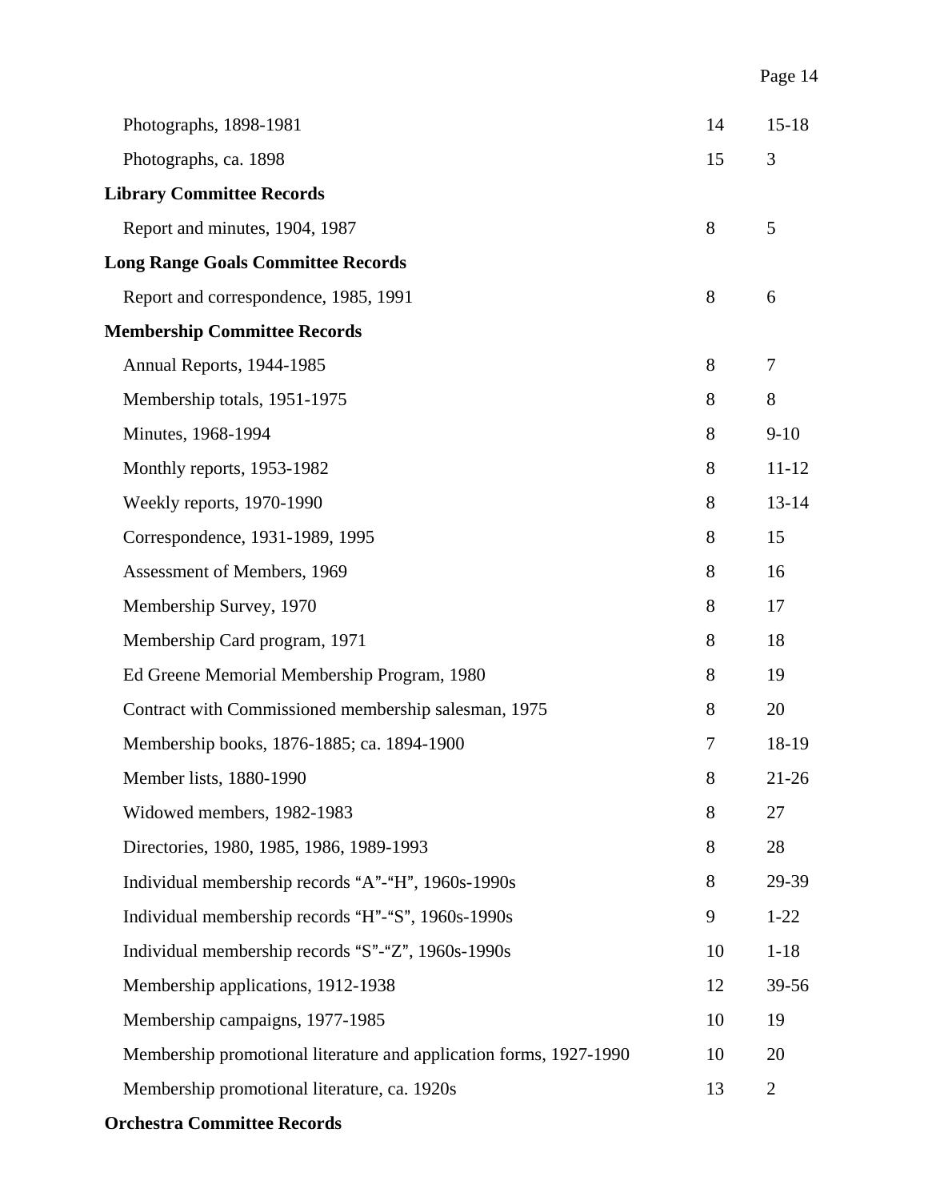| | Box | Folder |
|---|---|---|
| Photographs, 1898-1981 | 14 | 15-18 |
| Photographs, ca. 1898 | 15 | 3 |
| **Library Committee Records** | | |
| Report and minutes, 1904, 1987 | 8 | 5 |
| **Long Range Goals Committee Records** | | |
| Report and correspondence, 1985, 1991 | 8 | 6 |
| **Membership Committee Records** | | |
| Annual Reports, 1944-1985 | 8 | 7 |
| Membership totals, 1951-1975 | 8 | 8 |
| Minutes, 1968-1994 | 8 | 9-10 |
| Monthly reports, 1953-1982 | 8 | 11-12 |
| Weekly reports, 1970-1990 | 8 | 13-14 |
| Correspondence, 1931-1989, 1995 | 8 | 15 |
| Assessment of Members, 1969 | 8 | 16 |
| Membership Survey, 1970 | 8 | 17 |
| Membership Card program, 1971 | 8 | 18 |
| Ed Greene Memorial Membership Program, 1980 | 8 | 19 |
| Contract with Commissioned membership salesman, 1975 | 8 | 20 |
| Membership books, 1876-1885; ca. 1894-1900 | 7 | 18-19 |
| Member lists, 1880-1990 | 8 | 21-26 |
| Widowed members, 1982-1983 | 8 | 27 |
| Directories, 1980, 1985, 1986, 1989-1993 | 8 | 28 |
| Individual membership records "A"-"H", 1960s-1990s | 8 | 29-39 |
| Individual membership records "H"-"S", 1960s-1990s | 9 | 1-22 |
| Individual membership records "S"-"Z", 1960s-1990s | 10 | 1-18 |
| Membership applications, 1912-1938 | 12 | 39-56 |
| Membership campaigns, 1977-1985 | 10 | 19 |
| Membership promotional literature and application forms, 1927-1990 | 10 | 20 |
| Membership promotional literature, ca. 1920s | 13 | 2 |
| **Orchestra Committee Records** | | |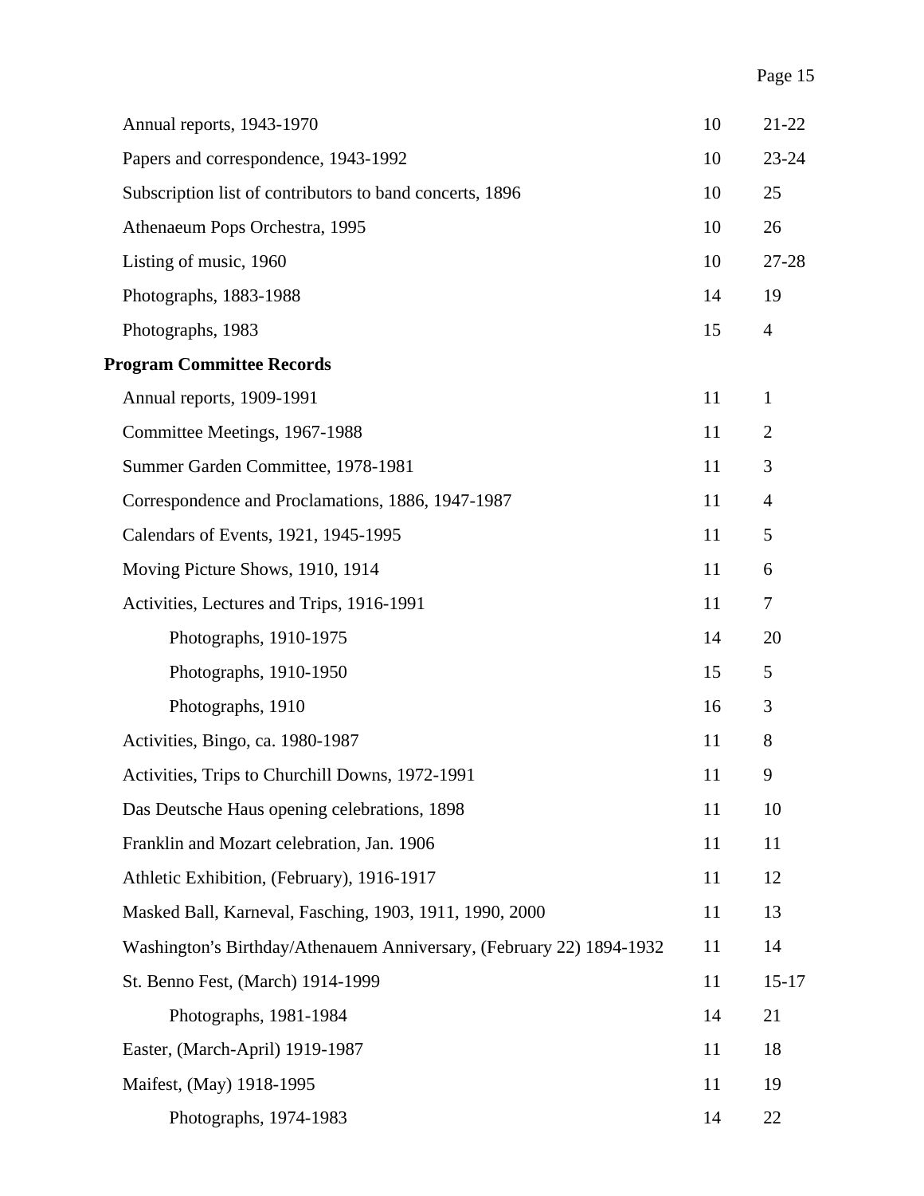| | Box | Folder |
|---|---|---|
| Annual reports, 1943-1970 | 10 | 21-22 |
| Papers and correspondence, 1943-1992 | 10 | 23-24 |
| Subscription list of contributors to band concerts, 1896 | 10 | 25 |
| Athenaeum Pops Orchestra, 1995 | 10 | 26 |
| Listing of music, 1960 | 10 | 27-28 |
| Photographs, 1883-1988 | 14 | 19 |
| Photographs, 1983 | 15 | 4 |
| **Program Committee Records** | | |
| Annual reports, 1909-1991 | 11 | 1 |
| Committee Meetings, 1967-1988 | 11 | 2 |
| Summer Garden Committee, 1978-1981 | 11 | 3 |
| Correspondence and Proclamations, 1886, 1947-1987 | 11 | 4 |
| Calendars of Events, 1921, 1945-1995 | 11 | 5 |
| Moving Picture Shows, 1910, 1914 | 11 | 6 |
| Activities, Lectures and Trips, 1916-1991 | 11 | 7 |
| Photographs, 1910-1975 | 14 | 20 |
| Photographs, 1910-1950 | 15 | 5 |
| Photographs, 1910 | 16 | 3 |
| Activities, Bingo, ca. 1980-1987 | 11 | 8 |
| Activities, Trips to Churchill Downs, 1972-1991 | 11 | 9 |
| Das Deutsche Haus opening celebrations, 1898 | 11 | 10 |
| Franklin and Mozart celebration, Jan. 1906 | 11 | 11 |
| Athletic Exhibition, (February), 1916-1917 | 11 | 12 |
| Masked Ball, Karneval, Fasching, 1903, 1911, 1990, 2000 | 11 | 13 |
| Washington's Birthday/Athenauem Anniversary, (February 22) 1894-1932 | 11 | 14 |
| St. Benno Fest, (March) 1914-1999 | 11 | 15-17 |
| Photographs, 1981-1984 | 14 | 21 |
| Easter, (March-April) 1919-1987 | 11 | 18 |
| Maifest, (May) 1918-1995 | 11 | 19 |
| Photographs, 1974-1983 | 14 | 22 |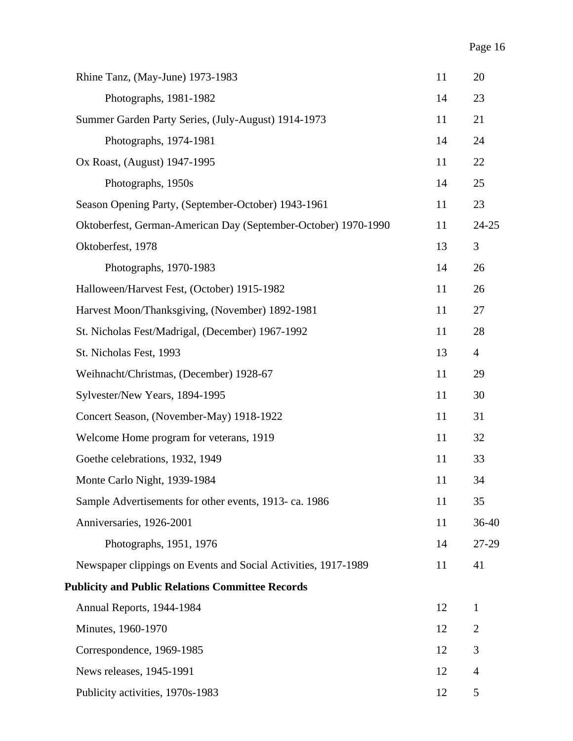| | Box | Folder |
|---|---|---|
| Rhine Tanz, (May-June) 1973-1983 | 11 | 20 |
| Photographs, 1981-1982 | 14 | 23 |
| Summer Garden Party Series, (July-August) 1914-1973 | 11 | 21 |
| Photographs, 1974-1981 | 14 | 24 |
| Ox Roast, (August) 1947-1995 | 11 | 22 |
| Photographs, 1950s | 14 | 25 |
| Season Opening Party, (September-October) 1943-1961 | 11 | 23 |
| Oktoberfest, German-American Day (September-October) 1970-1990 | 11 | 24-25 |
| Oktoberfest, 1978 | 13 | 3 |
| Photographs, 1970-1983 | 14 | 26 |
| Halloween/Harvest Fest, (October) 1915-1982 | 11 | 26 |
| Harvest Moon/Thanksgiving, (November) 1892-1981 | 11 | 27 |
| St. Nicholas Fest/Madrigal, (December) 1967-1992 | 11 | 28 |
| St. Nicholas Fest, 1993 | 13 | 4 |
| Weihnacht/Christmas, (December) 1928-67 | 11 | 29 |
| Sylvester/New Years, 1894-1995 | 11 | 30 |
| Concert Season, (November-May) 1918-1922 | 11 | 31 |
| Welcome Home program for veterans, 1919 | 11 | 32 |
| Goethe celebrations, 1932, 1949 | 11 | 33 |
| Monte Carlo Night, 1939-1984 | 11 | 34 |
| Sample Advertisements for other events, 1913- ca. 1986 | 11 | 35 |
| Anniversaries, 1926-2001 | 11 | 36-40 |
| Photographs, 1951, 1976 | 14 | 27-29 |
| Newspaper clippings on Events and Social Activities, 1917-1989 | 11 | 41 |

**Publicity and Public Relations Committee Records**

| | Box | Folder |
|---|---|---|
| Annual Reports, 1944-1984 | 12 | 1 |
| Minutes, 1960-1970 | 12 | 2 |
| Correspondence, 1969-1985 | 12 | 3 |
| News releases, 1945-1991 | 12 | 4 |
| Publicity activities, 1970s-1983 | 12 | 5 |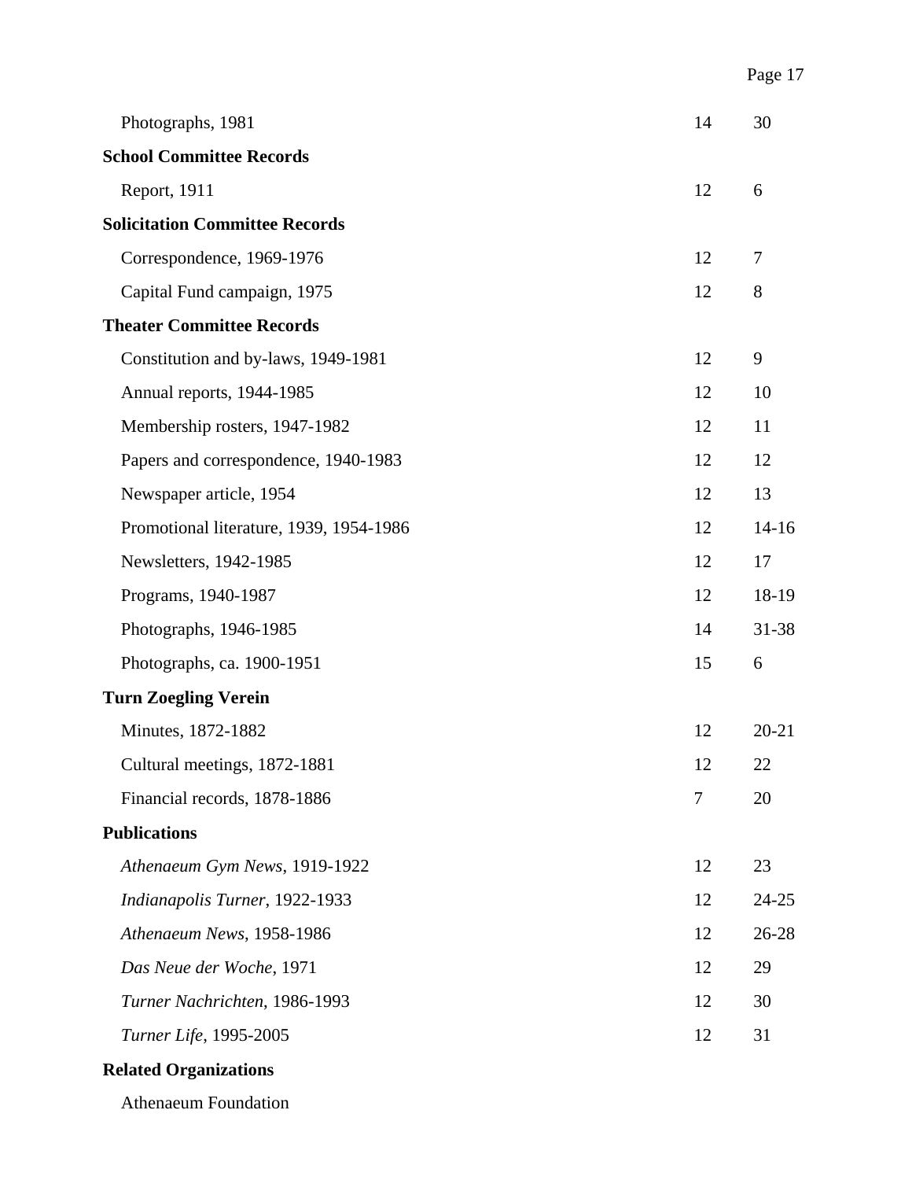| | | |
|---|---|---|
| Photographs, 1981 | 14 | 30 |
| **School Committee Records** | | |
| Report, 1911 | 12 | 6 |
| **Solicitation Committee Records** | | |
| Correspondence, 1969-1976 | 12 | 7 |
| Capital Fund campaign, 1975 | 12 | 8 |
| **Theater Committee Records** | | |
| Constitution and by-laws, 1949-1981 | 12 | 9 |
| Annual reports, 1944-1985 | 12 | 10 |
| Membership rosters, 1947-1982 | 12 | 11 |
| Papers and correspondence, 1940-1983 | 12 | 12 |
| Newspaper article, 1954 | 12 | 13 |
| Promotional literature, 1939, 1954-1986 | 12 | 14-16 |
| Newsletters, 1942-1985 | 12 | 17 |
| Programs, 1940-1987 | 12 | 18-19 |
| Photographs, 1946-1985 | 14 | 31-38 |
| Photographs, ca. 1900-1951 | 15 | 6 |
| **Turn Zoegling Verein** | | |
| Minutes, 1872-1882 | 12 | 20-21 |
| Cultural meetings, 1872-1881 | 12 | 22 |
| Financial records, 1878-1886 | 7 | 20 |
| **Publications** | | |
| *Athenaeum Gym News*, 1919-1922 | 12 | 23 |
| *Indianapolis Turner*, 1922-1933 | 12 | 24-25 |
| *Athenaeum News*, 1958-1986 | 12 | 26-28 |
| *Das Neue der Woche*, 1971 | 12 | 29 |
| *Turner Nachrichten*, 1986-1993 | 12 | 30 |
| *Turner Life*, 1995-2005 | 12 | 31 |
| **Related Organizations** | | |
| Athenaeum Foundation | | |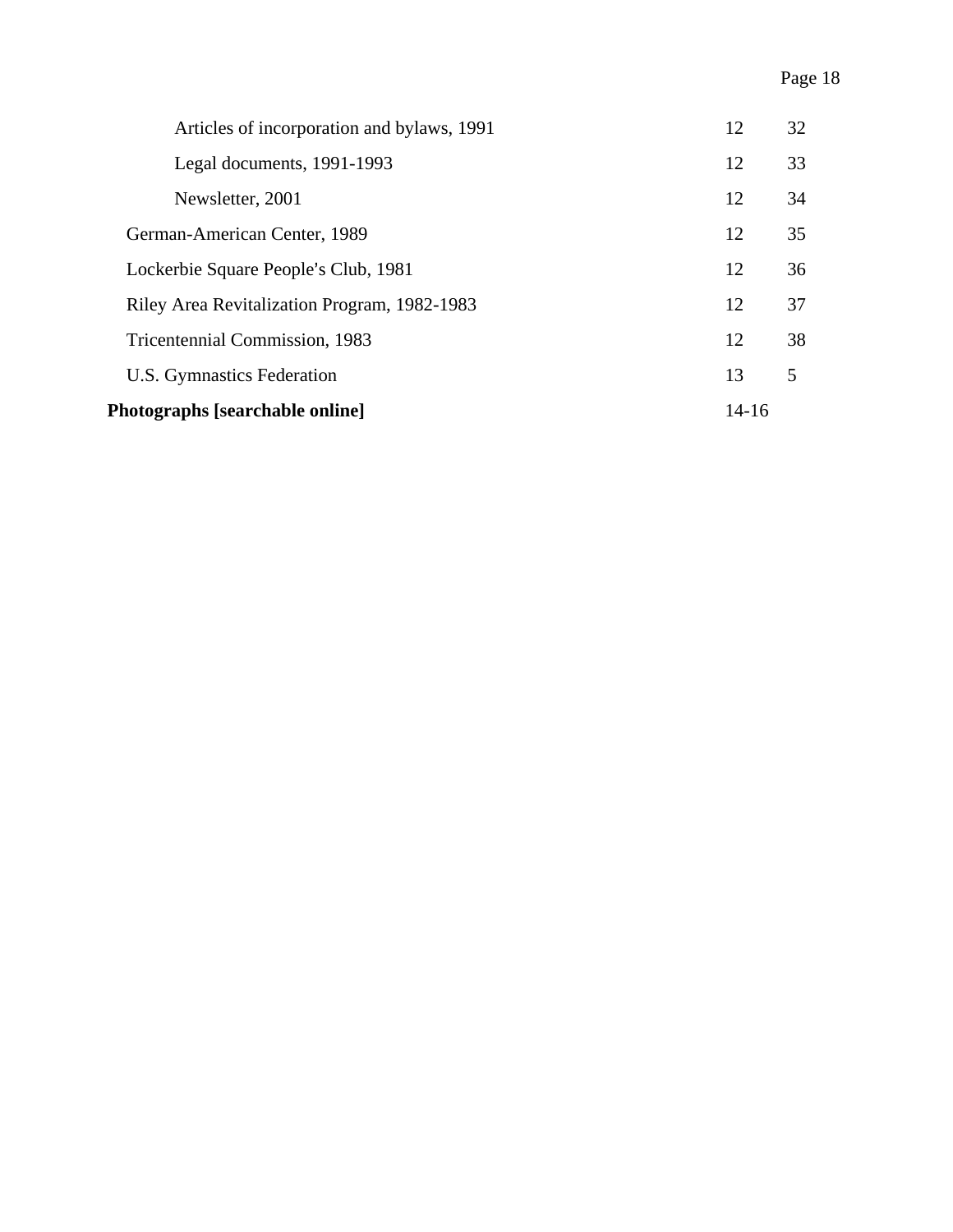| | | |
|---|---|---|
| Articles of incorporation and bylaws, 1991 | 12 | 32 |
| Legal documents, 1991-1993 | 12 | 33 |
| Newsletter, 2001 | 12 | 34 |
| German-American Center, 1989 | 12 | 35 |
| Lockerbie Square People's Club, 1981 | 12 | 36 |
| Riley Area Revitalization Program, 1982-1983 | 12 | 37 |
| Tricentennial Commission, 1983 | 12 | 38 |
| U.S. Gymnastics Federation | 13 | 5 |
| **Photographs [searchable online]** | 14-16 | |